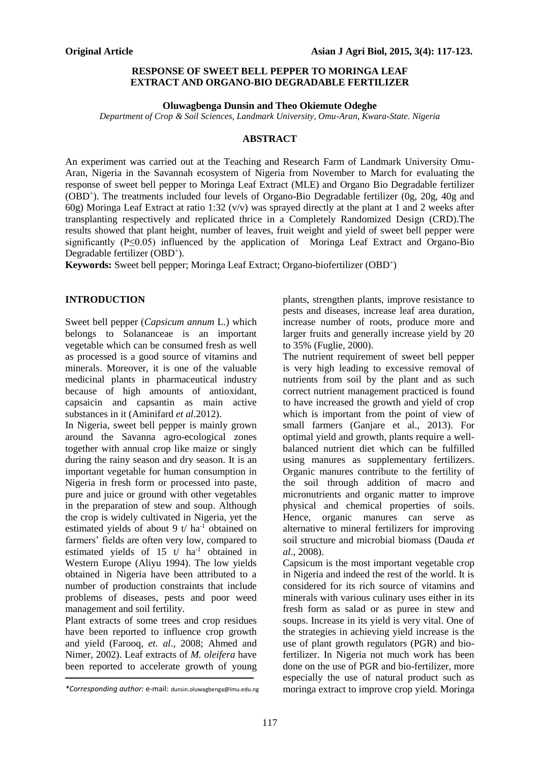**Original Article**

# RESPONSE OF SWEET BELL PEPPER TO MORINGA LEAF EXTRACT AND ORGANO-BIO DEGRADABLE FERTILIZER

**Oluwagbenga Dunsin and Theo Okiemute Odeghe**

*Department of Crop & Soil Sciences, Landmark University, Omu-Aran, Kwara-State. Nigeria*

## ABSTRACT

An experiment was carried out at the Teaching and Research Farm of Landmark University Omu-Aran, Nigeria in the Savannah ecosystem of Nigeria from November to March for evaluating the response of sweet bell pepper to Moringa Leaf Extract (MLE) and Organo Bio Degradable fertilizer ($OBD^+$). The treatments included four levels of Organo-Bio Degradable fertilizer (0g, 20g, 40g and 60g) Moringa Leaf Extract at ratio 1:32 (v/v) was sprayed directly at the plant at 1 and 2 weeks after transplanting respectively and replicated thrice in a Completely Randomized Design (CRD).The results showed that plant height, number of leaves, fruit weight and yield of sweet bell pepper were significantly ($P \leq 0.05$) influenced by the application of Moringa Leaf Extract and Organo-Bio Degradable fertilizer ($OBD^+$).

**Keywords:** Sweet bell pepper; Moringa Leaf Extract; Organo-biofertilizer ($OBD^+$)

## INTRODUCTION

Sweet bell pepper (*Capsicum annum* L.) which belongs to Solananceae is an important vegetable which can be consumed fresh as well as processed is a good source of vitamins and minerals. Moreover, it is one of the valuable medicinal plants in pharmaceutical industry because of high amounts of antioxidant, capsaicin and capsantin as main active substances in it (Aminifard *et al*.2012).

In Nigeria, sweet bell pepper is mainly grown around the Savanna agro-ecological zones together with annual crop like maize or singly during the rainy season and dry season. It is an important vegetable for human consumption in Nigeria in fresh form or processed into paste, pure and juice or ground with other vegetables in the preparation of stew and soup. Although the crop is widely cultivated in Nigeria, yet the estimated yields of about 9 t/ $ha^{-1}$ obtained on farmers' fields are often very low, compared to estimated yields of 15 t/ $ha^{-1}$ obtained in Western Europe (Aliyu 1994). The low yields obtained in Nigeria have been attributed to a number of production constraints that include problems of diseases, pests and poor weed management and soil fertility.

Plant extracts of some trees and crop residues have been reported to influence crop growth and yield (Farooq, *et. al*., 2008; Ahmed and Nimer, 2002). Leaf extracts of *M. oleifera* have been reported to accelerate growth of young plants, strengthen plants, improve resistance to pests and diseases, increase leaf area duration, increase number of roots, produce more and larger fruits and generally increase yield by 20 to 35% (Fuglie, 2000).

The nutrient requirement of sweet bell pepper is very high leading to excessive removal of nutrients from soil by the plant and as such correct nutrient management practiced is found to have increased the growth and yield of crop which is important from the point of view of small farmers (Ganjare et al., 2013). For optimal yield and growth, plants require a well-balanced nutrient diet which can be fulfilled using manures as supplementary fertilizers. Organic manures contribute to the fertility of the soil through addition of macro and micronutrients and organic matter to improve physical and chemical properties of soils. Hence, organic manures can serve as alternative to mineral fertilizers for improving soil structure and microbial biomass (Dauda *et al*., 2008).

Capsicum is the most important vegetable crop in Nigeria and indeed the rest of the world. It is considered for its rich source of vitamins and minerals with various culinary uses either in its fresh form as salad or as puree in stew and soups. Increase in its yield is very vital. One of the strategies in achieving yield increase is the use of plant growth regulators (PGR) and bio-fertilizer. In Nigeria not much work has been done on the use of PGR and bio-fertilizer, more especially the use of natural product such as moringa extract to improve crop yield. Moringa

*Corresponding author:* e-mail: dunsin.oluwagbenga@lmu.edu.ng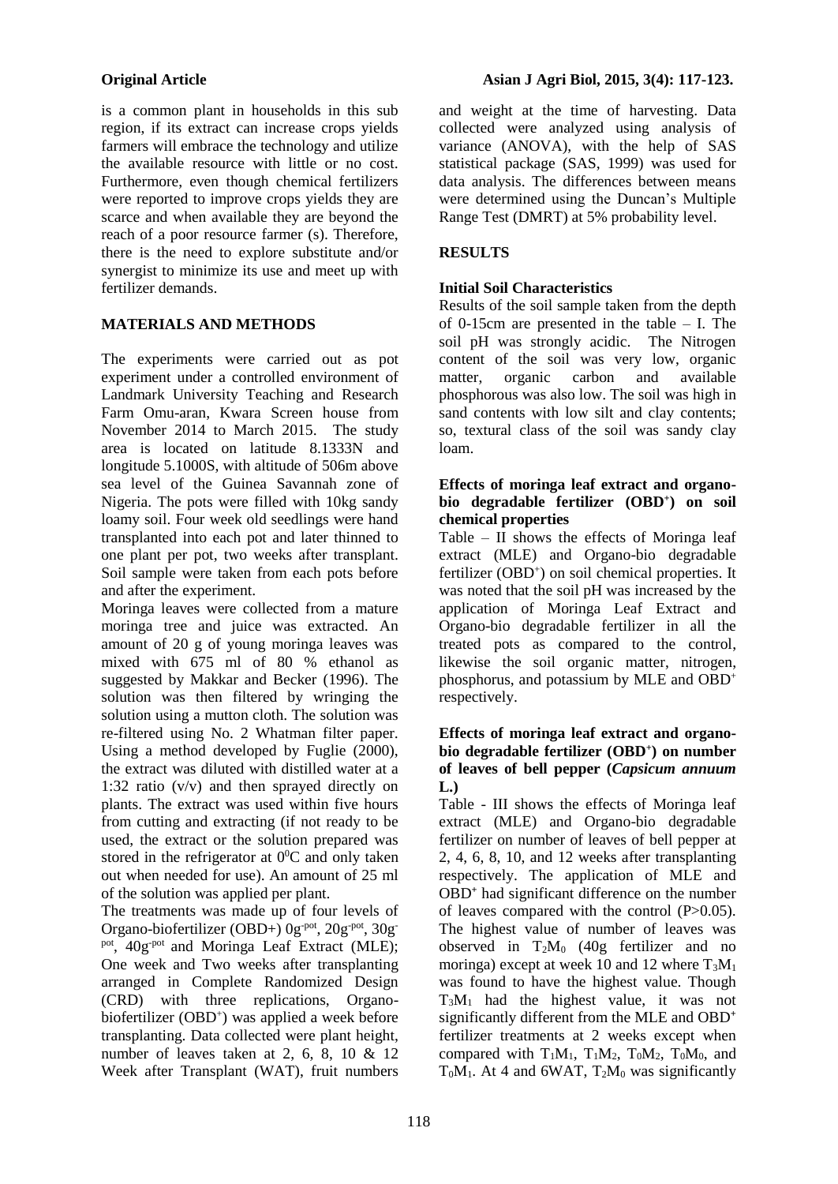is a common plant in households in this sub region, if its extract can increase crops yields farmers will embrace the technology and utilize the available resource with little or no cost. Furthermore, even though chemical fertilizers were reported to improve crops yields they are scarce and when available they are beyond the reach of a poor resource farmer (s). Therefore, there is the need to explore substitute and/or synergist to minimize its use and meet up with fertilizer demands.

## MATERIALS AND METHODS

The experiments were carried out as pot experiment under a controlled environment of Landmark University Teaching and Research Farm Omu-aran, Kwara Screen house from November 2014 to March 2015. The study area is located on latitude 8.1333N and longitude 5.1000S, with altitude of 506m above sea level of the Guinea Savannah zone of Nigeria. The pots were filled with 10kg sandy loamy soil. Four week old seedlings were hand transplanted into each pot and later thinned to one plant per pot, two weeks after transplant. Soil sample were taken from each pots before and after the experiment.

Moringa leaves were collected from a mature moringa tree and juice was extracted. An amount of 20 g of young moringa leaves was mixed with 675 ml of 80 % ethanol as suggested by Makkar and Becker (1996). The solution was then filtered by wringing the solution using a mutton cloth. The solution was re-filtered using No. 2 Whatman filter paper. Using a method developed by Fuglie (2000), the extract was diluted with distilled water at a 1:32 ratio (v/v) and then sprayed directly on plants. The extract was used within five hours from cutting and extracting (if not ready to be used, the extract or the solution prepared was stored in the refrigerator at $0^0$C and only taken out when needed for use). An amount of 25 ml of the solution was applied per plant.

The treatments was made up of four levels of Organo-biofertilizer (OBD+) $0g^{-pot}$, $20g^{-pot}$, $30g^{-pot}$, $40g^{-pot}$ and Moringa Leaf Extract (MLE); One week and Two weeks after transplanting arranged in Complete Randomized Design (CRD) with three replications, Organo-biofertilizer ($OBD^+$) was applied a week before transplanting. Data collected were plant height, number of leaves taken at 2, 6, 8, 10 & 12 Week after Transplant (WAT), fruit numbers and weight at the time of harvesting. Data collected were analyzed using analysis of variance (ANOVA), with the help of SAS statistical package (SAS, 1999) was used for data analysis. The differences between means were determined using the Duncan's Multiple Range Test (DMRT) at 5% probability level.

## RESULTS

### Initial Soil Characteristics

Results of the soil sample taken from the depth of 0-15cm are presented in the table – I. The soil pH was strongly acidic. The Nitrogen content of the soil was very low, organic matter, organic carbon and available phosphorous was also low. The soil was high in sand contents with low silt and clay contents; so, textural class of the soil was sandy clay loam.

### Effects of moringa leaf extract and organo-bio degradable fertilizer ($OBD^+$) on soil chemical properties

Table – II shows the effects of Moringa leaf extract (MLE) and Organo-bio degradable fertilizer ($OBD^+$) on soil chemical properties. It was noted that the soil pH was increased by the application of Moringa Leaf Extract and Organo-bio degradable fertilizer in all the treated pots as compared to the control, likewise the soil organic matter, nitrogen, phosphorus, and potassium by MLE and $OBD^+$ respectively.

### Effects of moringa leaf extract and organo-bio degradable fertilizer ($OBD^+$) on number of leaves of bell pepper (*Capsicum annuum* L.)

Table - III shows the effects of Moringa leaf extract (MLE) and Organo-bio degradable fertilizer on number of leaves of bell pepper at 2, 4, 6, 8, 10, and 12 weeks after transplanting respectively. The application of MLE and $OBD^+$ had significant difference on the number of leaves compared with the control ($P>0.05$). The highest value of number of leaves was observed in $T_2M_0$ (40g fertilizer and no moringa) except at week 10 and 12 where $T_3M_1$ was found to have the highest value. Though $T_3M_1$ had the highest value, it was not significantly different from the MLE and $OBD^+$ fertilizer treatments at 2 weeks except when compared with $T_1M_1$, $T_1M_2$, $T_0M_2$, $T_0M_0$, and $T_0M_1$. At 4 and 6WAT, $T_2M_0$ was significantly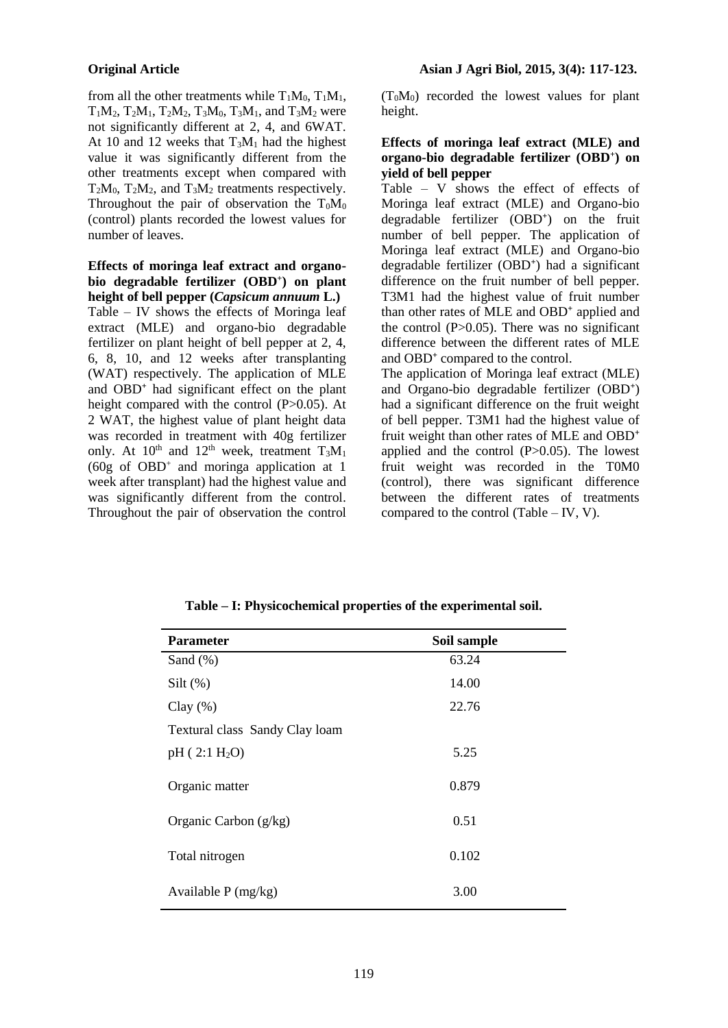from all the other treatments while $T_1M_0$, $T_1M_1$, $T_1M_2$, $T_2M_1$, $T_2M_2$, $T_3M_0$, $T_3M_1$, and $T_3M_2$ were not significantly different at 2, 4, and 6WAT. At 10 and 12 weeks that $T_3M_1$ had the highest value it was significantly different from the other treatments except when compared with $T_2M_0$, $T_2M_2$, and $T_3M_2$ treatments respectively. Throughout the pair of observation the $T_0M_0$ (control) plants recorded the lowest values for number of leaves.

**Effects of moringa leaf extract and organo-bio degradable fertilizer ($OBD^+$) on plant height of bell pepper (*Capsicum annuum* L.)**

Table – IV shows the effects of Moringa leaf extract (MLE) and organo-bio degradable fertilizer on plant height of bell pepper at 2, 4, 6, 8, 10, and 12 weeks after transplanting (WAT) respectively. The application of MLE and $OBD^+$ had significant effect on the plant height compared with the control (P>0.05). At 2 WAT, the highest value of plant height data was recorded in treatment with 40g fertilizer only. At $10^{th}$ and $12^{th}$ week, treatment $T_3M_1$ (60g of $OBD^+$ and moringa application at 1 week after transplant) had the highest value and was significantly different from the control. Throughout the pair of observation the control ($T_0M_0$) recorded the lowest values for plant height.

**Effects of moringa leaf extract (MLE) and organo-bio degradable fertilizer ($OBD^+$) on yield of bell pepper**

Table – V shows the effect of effects of Moringa leaf extract (MLE) and Organo-bio degradable fertilizer ($OBD^+$) on the fruit number of bell pepper. The application of Moringa leaf extract (MLE) and Organo-bio degradable fertilizer ($OBD^+$) had a significant difference on the fruit number of bell pepper. T3M1 had the highest value of fruit number than other rates of MLE and $OBD^+$ applied and the control (P>0.05). There was no significant difference between the different rates of MLE and $OBD^+$ compared to the control.

The application of Moringa leaf extract (MLE) and Organo-bio degradable fertilizer ($OBD^+$) had a significant difference on the fruit weight of bell pepper. T3M1 had the highest value of fruit weight than other rates of MLE and $OBD^+$ applied and the control (P>0.05). The lowest fruit weight was recorded in the T0M0 (control), there was significant difference between the different rates of treatments compared to the control (Table – IV, V).

**Table – I: Physicochemical properties of the experimental soil.**

| Parameter | Soil sample |
|---|---|
| Sand (%) | 63.24 |
| Silt (%) | 14.00 |
| Clay (%) | 22.76 |
| Textural class Sandy Clay loam | |
| pH ( 2:1 $H_2O$) | 5.25 |
| Organic matter | 0.879 |
| Organic Carbon (g/kg) | 0.51 |
| Total nitrogen | 0.102 |
| Available P (mg/kg) | 3.00 |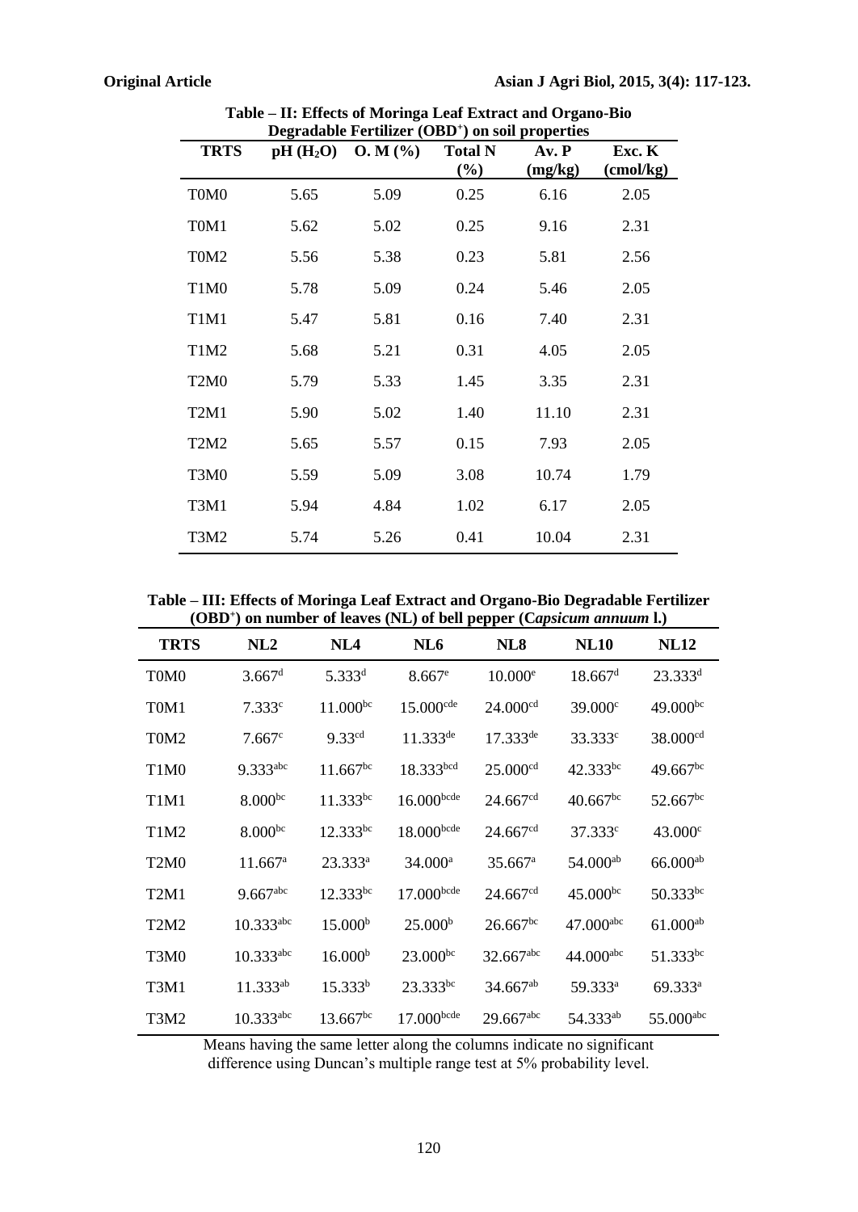**Table – II: Effects of Moringa Leaf Extract and Organo-Bio Degradable Fertilizer (OBD$^+$) on soil properties**

| TRTS | pH ($H_2O$) | O. M (%) | Total N (%) | Av. P (mg/kg) | Exc. K (cmol/kg) |
|---|---|---|---|---|---|
| T0M0 | 5.65 | 5.09 | 0.25 | 6.16 | 2.05 |
| T0M1 | 5.62 | 5.02 | 0.25 | 9.16 | 2.31 |
| T0M2 | 5.56 | 5.38 | 0.23 | 5.81 | 2.56 |
| T1M0 | 5.78 | 5.09 | 0.24 | 5.46 | 2.05 |
| T1M1 | 5.47 | 5.81 | 0.16 | 7.40 | 2.31 |
| T1M2 | 5.68 | 5.21 | 0.31 | 4.05 | 2.05 |
| T2M0 | 5.79 | 5.33 | 1.45 | 3.35 | 2.31 |
| T2M1 | 5.90 | 5.02 | 1.40 | 11.10 | 2.31 |
| T2M2 | 5.65 | 5.57 | 0.15 | 7.93 | 2.05 |
| T3M0 | 5.59 | 5.09 | 3.08 | 10.74 | 1.79 |
| T3M1 | 5.94 | 4.84 | 1.02 | 6.17 | 2.05 |
| T3M2 | 5.74 | 5.26 | 0.41 | 10.04 | 2.31 |

**Table – III: Effects of Moringa Leaf Extract and Organo-Bio Degradable Fertilizer (OBD$^+$) on number of leaves (NL) of bell pepper (*Capsicum annuum* l.)**

| TRTS | NL2 | NL4 | NL6 | NL8 | NL10 | NL12 |
|---|---|---|---|---|---|---|
| T0M0 | $3.667^{d}$ | $5.333^{d}$ | $8.667^{e}$ | $10.000^{e}$ | $18.667^{d}$ | $23.333^{d}$ |
| T0M1 | $7.333^{c}$ | $11.000^{bc}$ | $15.000^{cde}$ | $24.000^{cd}$ | $39.000^{c}$ | $49.000^{bc}$ |
| T0M2 | $7.667^{c}$ | $9.33^{cd}$ | $11.333^{de}$ | $17.333^{de}$ | $33.333^{c}$ | $38.000^{cd}$ |
| T1M0 | $9.333^{abc}$ | $11.667^{bc}$ | $18.333^{bcd}$ | $25.000^{cd}$ | $42.333^{bc}$ | $49.667^{bc}$ |
| T1M1 | $8.000^{bc}$ | $11.333^{bc}$ | $16.000^{bcde}$ | $24.667^{cd}$ | $40.667^{bc}$ | $52.667^{bc}$ |
| T1M2 | $8.000^{bc}$ | $12.333^{bc}$ | $18.000^{bcde}$ | $24.667^{cd}$ | $37.333^{c}$ | $43.000^{c}$ |
| T2M0 | $11.667^{a}$ | $23.333^{a}$ | $34.000^{a}$ | $35.667^{a}$ | $54.000^{ab}$ | $66.000^{ab}$ |
| T2M1 | $9.667^{abc}$ | $12.333^{bc}$ | $17.000^{bcde}$ | $24.667^{cd}$ | $45.000^{bc}$ | $50.333^{bc}$ |
| T2M2 | $10.333^{abc}$ | $15.000^{b}$ | $25.000^{b}$ | $26.667^{bc}$ | $47.000^{abc}$ | $61.000^{ab}$ |
| T3M0 | $10.333^{abc}$ | $16.000^{b}$ | $23.000^{bc}$ | $32.667^{abc}$ | $44.000^{abc}$ | $51.333^{bc}$ |
| T3M1 | $11.333^{ab}$ | $15.333^{b}$ | $23.333^{bc}$ | $34.667^{ab}$ | $59.333^{a}$ | $69.333^{a}$ |
| T3M2 | $10.333^{abc}$ | $13.667^{bc}$ | $17.000^{bcde}$ | $29.667^{abc}$ | $54.333^{ab}$ | $55.000^{abc}$ |

Means having the same letter along the columns indicate no significant difference using Duncan's multiple range test at 5% probability level.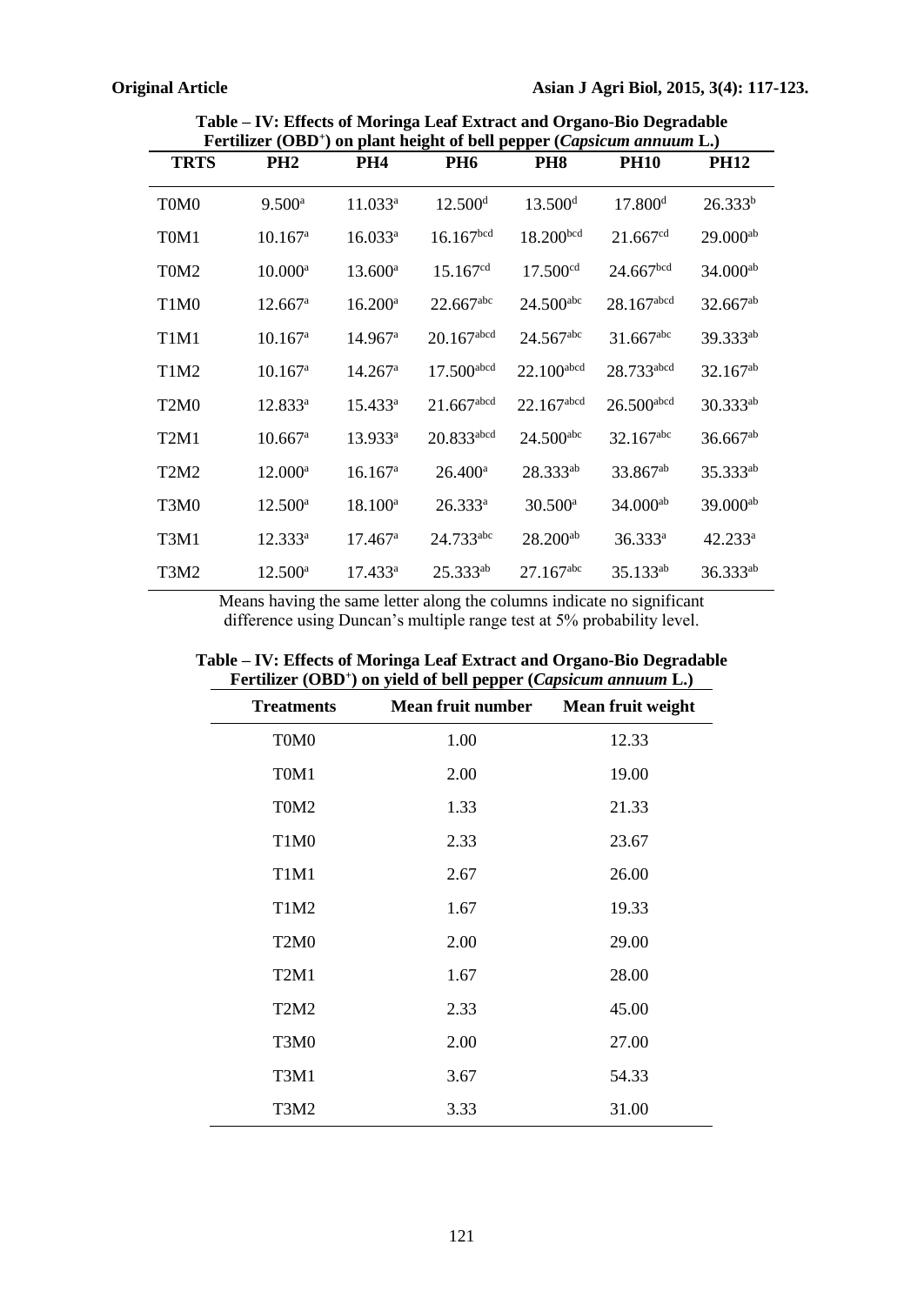**Table – IV: Effects of Moringa Leaf Extract and Organo-Bio Degradable Fertilizer (OBD⁺) on plant height of bell pepper (*Capsicum annuum* L.)**

| TRTS | PH2 | PH4 | PH6 | PH8 | PH10 | PH12 |
|---|---|---|---|---|---|---|
| T0M0 | 9.500^a | 11.033^a | 12.500^d | 13.500^d | 17.800^d | 26.333^b |
| T0M1 | 10.167^a | 16.033^a | 16.167^bcd | 18.200^bcd | 21.667^cd | 29.000^ab |
| T0M2 | 10.000^a | 13.600^a | 15.167^cd | 17.500^cd | 24.667^bcd | 34.000^ab |
| T1M0 | 12.667^a | 16.200^a | 22.667^abc | 24.500^abc | 28.167^abcd | 32.667^ab |
| T1M1 | 10.167^a | 14.967^a | 20.167^abcd | 24.567^abc | 31.667^abc | 39.333^ab |
| T1M2 | 10.167^a | 14.267^a | 17.500^abcd | 22.100^abcd | 28.733^abcd | 32.167^ab |
| T2M0 | 12.833^a | 15.433^a | 21.667^abcd | 22.167^abcd | 26.500^abcd | 30.333^ab |
| T2M1 | 10.667^a | 13.933^a | 20.833^abcd | 24.500^abc | 32.167^abc | 36.667^ab |
| T2M2 | 12.000^a | 16.167^a | 26.400^a | 28.333^ab | 33.867^ab | 35.333^ab |
| T3M0 | 12.500^a | 18.100^a | 26.333^a | 30.500^a | 34.000^ab | 39.000^ab |
| T3M1 | 12.333^a | 17.467^a | 24.733^abc | 28.200^ab | 36.333^a | 42.233^a |
| T3M2 | 12.500^a | 17.433^a | 25.333^ab | 27.167^abc | 35.133^ab | 36.333^ab |

Means having the same letter along the columns indicate no significant difference using Duncan's multiple range test at 5% probability level.

**Table – IV: Effects of Moringa Leaf Extract and Organo-Bio Degradable Fertilizer (OBD⁺) on yield of bell pepper (*Capsicum annuum* L.)**

| Treatments | Mean fruit number | Mean fruit weight |
|---|---|---|
| T0M0 | 1.00 | 12.33 |
| T0M1 | 2.00 | 19.00 |
| T0M2 | 1.33 | 21.33 |
| T1M0 | 2.33 | 23.67 |
| T1M1 | 2.67 | 26.00 |
| T1M2 | 1.67 | 19.33 |
| T2M0 | 2.00 | 29.00 |
| T2M1 | 1.67 | 28.00 |
| T2M2 | 2.33 | 45.00 |
| T3M0 | 2.00 | 27.00 |
| T3M1 | 3.67 | 54.33 |
| T3M2 | 3.33 | 31.00 |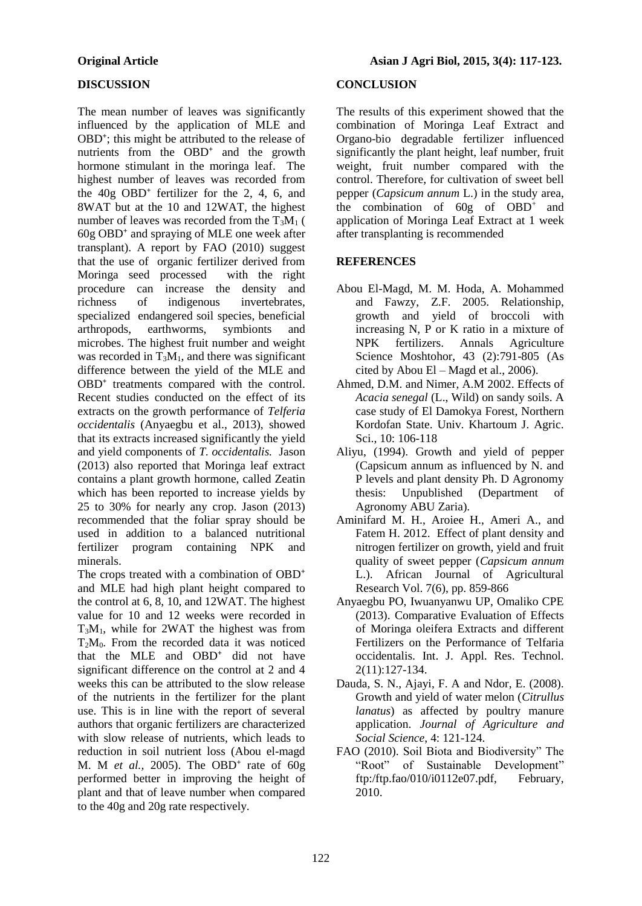## DISCUSSION

The mean number of leaves was significantly influenced by the application of MLE and $OBD^+$; this might be attributed to the release of nutrients from the $OBD^+$ and the growth hormone stimulant in the moringa leaf. The highest number of leaves was recorded from the 40g $OBD^+$ fertilizer for the 2, 4, 6, and 8WAT but at the 10 and 12WAT, the highest number of leaves was recorded from the $T_3M_1$ ( 60g $OBD^+$ and spraying of MLE one week after transplant). A report by FAO (2010) suggest that the use of organic fertilizer derived from Moringa seed processed with the right procedure can increase the density and richness of indigenous invertebrates, specialized endangered soil species, beneficial arthropods, earthworms, symbionts and microbes. The highest fruit number and weight was recorded in $T_3M_1$, and there was significant difference between the yield of the MLE and $OBD^+$ treatments compared with the control. Recent studies conducted on the effect of its extracts on the growth performance of *Telferia occidentalis* (Anyaegbu et al., 2013), showed that its extracts increased significantly the yield and yield components of *T. occidentalis.* Jason (2013) also reported that Moringa leaf extract contains a plant growth hormone, called Zeatin which has been reported to increase yields by 25 to 30% for nearly any crop. Jason (2013) recommended that the foliar spray should be used in addition to a balanced nutritional fertilizer program containing NPK and minerals.

The crops treated with a combination of $OBD^+$ and MLE had high plant height compared to the control at 6, 8, 10, and 12WAT. The highest value for 10 and 12 weeks were recorded in $T_3M_1$, while for 2WAT the highest was from $T_2M_0$. From the recorded data it was noticed that the MLE and $OBD^+$ did not have significant difference on the control at 2 and 4 weeks this can be attributed to the slow release of the nutrients in the fertilizer for the plant use. This is in line with the report of several authors that organic fertilizers are characterized with slow release of nutrients, which leads to reduction in soil nutrient loss (Abou el-magd M. M *et al.,* 2005). The $OBD^+$ rate of 60g performed better in improving the height of plant and that of leave number when compared to the 40g and 20g rate respectively.

## CONCLUSION

The results of this experiment showed that the combination of Moringa Leaf Extract and Organo-bio degradable fertilizer influenced significantly the plant height, leaf number, fruit weight, fruit number compared with the control. Therefore, for cultivation of sweet bell pepper (*Capsicum annum* L.) in the study area, the combination of 60g of $OBD^+$ and application of Moringa Leaf Extract at 1 week after transplanting is recommended

## REFERENCES

- Abou El-Magd, M. M. Hoda, A. Mohammed and Fawzy, Z.F. 2005. Relationship, growth and yield of broccoli with increasing N, P or K ratio in a mixture of NPK fertilizers. Annals Agriculture Science Moshtohor, 43 (2):791-805 (As cited by Abou El – Magd et al., 2006).
- Ahmed, D.M. and Nimer, A.M 2002. Effects of *Acacia senegal* (L., Wild) on sandy soils. A case study of El Damokya Forest, Northern Kordofan State. Univ. Khartoum J. Agric. Sci., 10: 106-118
- Aliyu, (1994). Growth and yield of pepper (Capsicum annum as influenced by N. and P levels and plant density Ph. D Agronomy thesis: Unpublished (Department of Agronomy ABU Zaria).
- Aminifard M. H., Aroiee H., Ameri A., and Fatem H. 2012. Effect of plant density and nitrogen fertilizer on growth, yield and fruit quality of sweet pepper (*Capsicum annum* L.). African Journal of Agricultural Research Vol. 7(6), pp. 859-866
- Anyaegbu PO, Iwuanyanwu UP, Omaliko CPE (2013). Comparative Evaluation of Effects of Moringa oleifera Extracts and different Fertilizers on the Performance of Telfaria occidentalis. Int. J. Appl. Res. Technol. 2(11):127-134.
- Dauda, S. N., Ajayi, F. A and Ndor, E. (2008). Growth and yield of water melon (*Citrullus lanatus*) as affected by poultry manure application. *Journal of Agriculture and Social Science*, 4: 121-124.
- FAO (2010). Soil Biota and Biodiversity" The "Root" of Sustainable Development" ftp:/ftp.fao/010/i0112e07.pdf, February, 2010.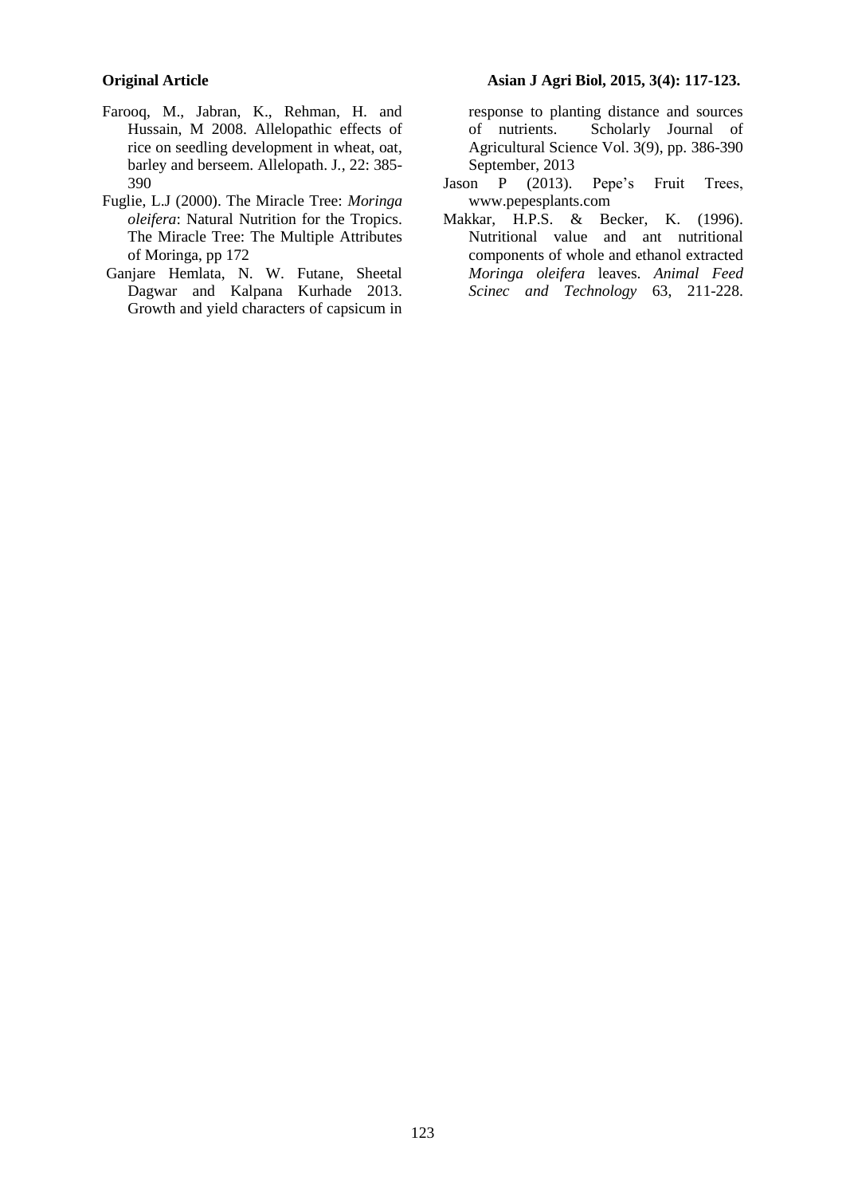Farooq, M., Jabran, K., Rehman, H. and Hussain, M 2008. Allelopathic effects of rice on seedling development in wheat, oat, barley and berseem. Allelopath. J., 22: 385-390

Fuglie, L.J (2000). The Miracle Tree: *Moringa oleifera*: Natural Nutrition for the Tropics. The Miracle Tree: The Multiple Attributes of Moringa, pp 172

Ganjare Hemlata, N. W. Futane, Sheetal Dagwar and Kalpana Kurhade 2013. Growth and yield characters of capsicum in response to planting distance and sources of nutrients. Scholarly Journal of Agricultural Science Vol. 3(9), pp. 386-390 September, 2013

Jason P (2013). Pepe's Fruit Trees, www.pepesplants.com

Makkar, H.P.S. & Becker, K. (1996). Nutritional value and ant nutritional components of whole and ethanol extracted *Moringa oleifera* leaves. *Animal Feed Scinec and Technology* 63, 211-228.